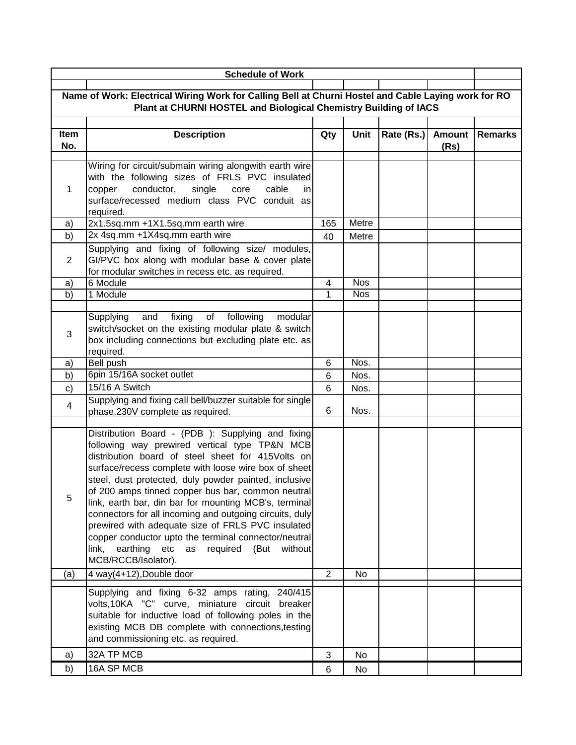## Schedule of Work

**Name of Work: Electrical Wiring Work for Calling Bell at Churni Hostel and Cable Laying work for RO Plant at CHURNI HOSTEL and Biological Chemistry Building of IACS**

| Item No. | Description | Qty | Unit | Rate (Rs.) | Amount (Rs) | Remarks |
|---|---|---|---|---|---|---|
| 1 | Wiring for circuit/submain wiring alongwith earth wire with the following sizes of FRLS PVC insulated copper conductor, single core cable in surface/recessed medium class PVC conduit as required. | | | | | |
| a) | 2x1.5sq.mm +1X1.5sq.mm earth wire | 165 | Metre | | | |
| b) | 2x 4sq.mm +1X4sq.mm earth wire | 40 | Metre | | | |
| 2 | Supplying and fixing of following size/ modules, GI/PVC box along with modular base & cover plate for modular switches in recess etc. as required. | | | | | |
| a) | 6 Module | 4 | Nos | | | |
| b) | 1 Module | 1 | Nos | | | |
| 3 | Supplying and fixing of following modular switch/socket on the existing modular plate & switch box including connections but excluding plate etc. as required. | | | | | |
| a) | Bell push | 6 | Nos. | | | |
| b) | 6pin 15/16A socket outlet | 6 | Nos. | | | |
| c) | 15/16 A Switch | 6 | Nos. | | | |
| 4 | Supplying and fixing call bell/buzzer suitable for single phase,230V complete as required. | 6 | Nos. | | | |
| 5 | Distribution Board - (PDB ): Supplying and fixing following way prewired vertical type TP&N MCB distribution board of steel sheet for 415Volts on surface/recess complete with loose wire box of sheet steel, dust protected, duly powder painted, inclusive of 200 amps tinned copper bus bar, common neutral link, earth bar, din bar for mounting MCB's, terminal connectors for all incoming and outgoing circuits, duly prewired with adequate size of FRLS PVC insulated copper conductor upto the terminal connector/neutral link, earthing etc as required (But without MCB/RCCB/Isolator). | | | | | |
| (a) | 4 way(4+12),Double door | 2 | No | | | |
| | Supplying and fixing 6-32 amps rating, 240/415 volts,10KA "C" curve, miniature circuit breaker suitable for inductive load of following poles in the existing MCB DB complete with connections,testing and commissioning etc. as required. | | | | | |
| a) | 32A TP MCB | 3 | No | | | |
| b) | 16A SP MCB | 6 | No | | | |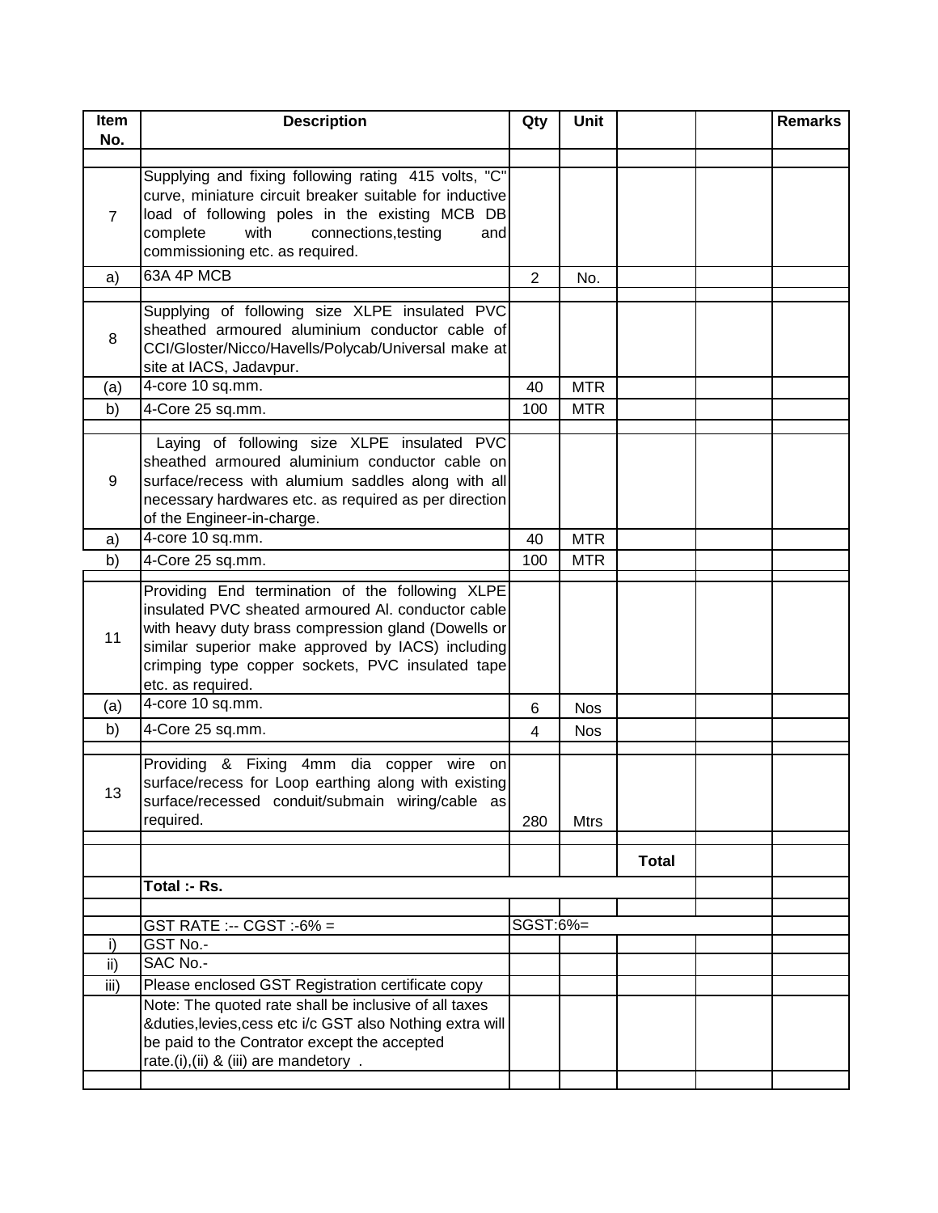| Item No. | Description | Qty | Unit | | | Remarks |
|---|---|---|---|---|---|---|
| | | | | | | |
| 7 | Supplying and fixing following rating 415 volts, "C" curve, miniature circuit breaker suitable for inductive load of following poles in the existing MCB DB complete with connections,testing and commissioning etc. as required. | | | | | |
| a) | 63A 4P MCB | 2 | No. | | | |
| | | | | | | |
| 8 | Supplying of following size XLPE insulated PVC sheathed armoured aluminium conductor cable of CCI/Gloster/Nicco/Havells/Polycab/Universal make at site at IACS, Jadavpur. | | | | | |
| (a) | 4-core 10 sq.mm. | 40 | MTR | | | |
| b) | 4-Core 25 sq.mm. | 100 | MTR | | | |
| | | | | | | |
| 9 | Laying of following size XLPE insulated PVC sheathed armoured aluminium conductor cable on surface/recess with alumium saddles along with all necessary hardwares etc. as required as per direction of the Engineer-in-charge. | | | | | |
| a) | 4-core 10 sq.mm. | 40 | MTR | | | |
| b) | 4-Core 25 sq.mm. | 100 | MTR | | | |
| | | | | | | |
| 11 | Providing End termination of the following XLPE insulated PVC sheated armoured Al. conductor cable with heavy duty brass compression gland (Dowells or similar superior make approved by IACS) including crimping type copper sockets, PVC insulated tape etc. as required. | | | | | |
| (a) | 4-core 10 sq.mm. | 6 | Nos | | | |
| b) | 4-Core 25 sq.mm. | 4 | Nos | | | |
| | | | | | | |
| 13 | Providing & Fixing 4mm dia copper wire on surface/recess for Loop earthing along with existing surface/recessed conduit/submain wiring/cable as required. | 280 | Mtrs | | | |
| | | | | | | |
| | | | | **Total** | | |
| | **Total :- Rs.** | | | | | |
| | | | | | | |
| | GST RATE :-- CGST :-6% = | SGST:6%= | | | | |
| i) | GST No.- | | | | | |
| ii) | SAC No.- | | | | | |
| iii) | Please enclosed GST Registration certificate copy | | | | | |
| | Note: The quoted rate shall be inclusive of all taxes &duties,levies,cess etc i/c GST also Nothing extra will be paid to the Contrator except the accepted rate.(i),(ii) & (iii) are mandetory . | | | | | |
| | | | | | | |